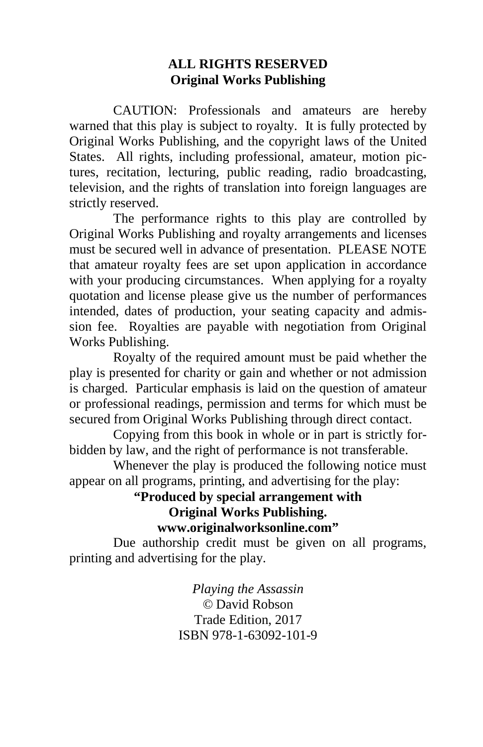**ALL RIGHTS RESERVED**
**Original Works Publishing**

CAUTION: Professionals and amateurs are hereby warned that this play is subject to royalty. It is fully protected by Original Works Publishing, and the copyright laws of the United States. All rights, including professional, amateur, motion pictures, recitation, lecturing, public reading, radio broadcasting, television, and the rights of translation into foreign languages are strictly reserved.

The performance rights to this play are controlled by Original Works Publishing and royalty arrangements and licenses must be secured well in advance of presentation. PLEASE NOTE that amateur royalty fees are set upon application in accordance with your producing circumstances. When applying for a royalty quotation and license please give us the number of performances intended, dates of production, your seating capacity and admission fee. Royalties are payable with negotiation from Original Works Publishing.

Royalty of the required amount must be paid whether the play is presented for charity or gain and whether or not admission is charged. Particular emphasis is laid on the question of amateur or professional readings, permission and terms for which must be secured from Original Works Publishing through direct contact.

Copying from this book in whole or in part is strictly forbidden by law, and the right of performance is not transferable.

Whenever the play is produced the following notice must appear on all programs, printing, and advertising for the play:

**"Produced by special arrangement with**
**Original Works Publishing.**
**www.originalworksonline.com"**

Due authorship credit must be given on all programs, printing and advertising for the play.

*Playing the Assassin*
© David Robson
Trade Edition, 2017
ISBN 978-1-63092-101-9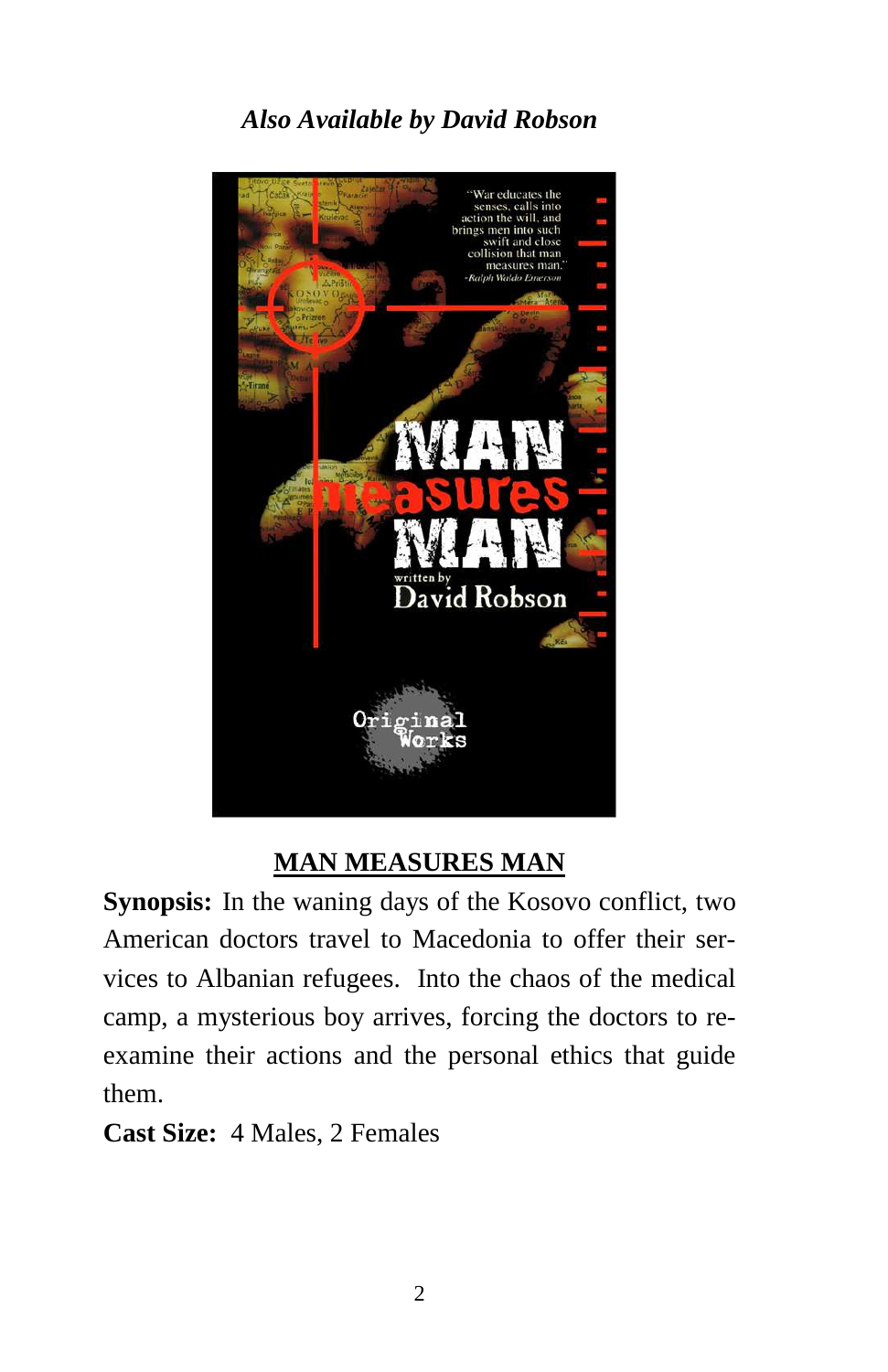*Also Available by David Robson*

**MAN MEASURES MAN**

**Synopsis:** In the waning days of the Kosovo conflict, two American doctors travel to Macedonia to offer their services to Albanian refugees. Into the chaos of the medical camp, a mysterious boy arrives, forcing the doctors to re-examine their actions and the personal ethics that guide them.

**Cast Size:** 4 Males, 2 Females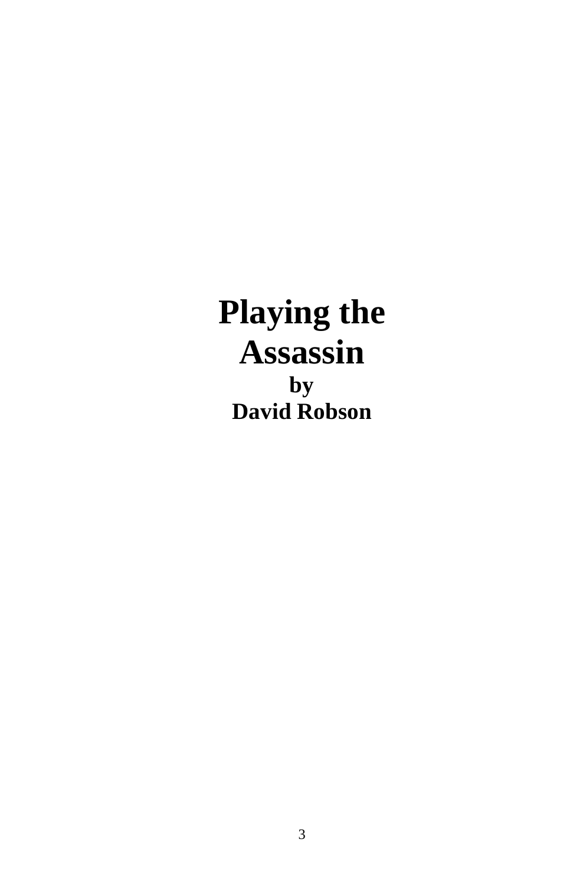# Playing the Assassin

**by**

**David Robson**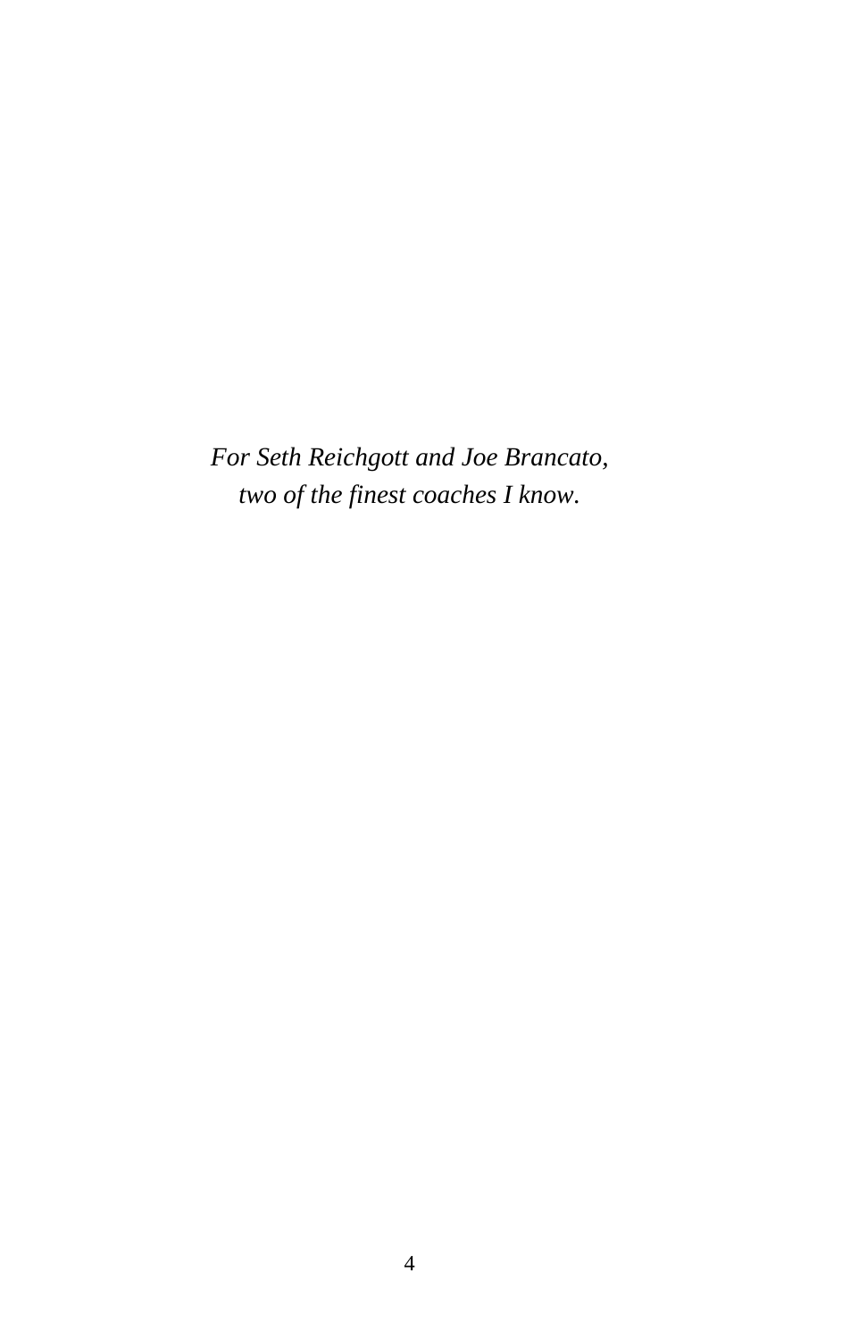*For Seth Reichgott and Joe Brancato,*
*two of the finest coaches I know.*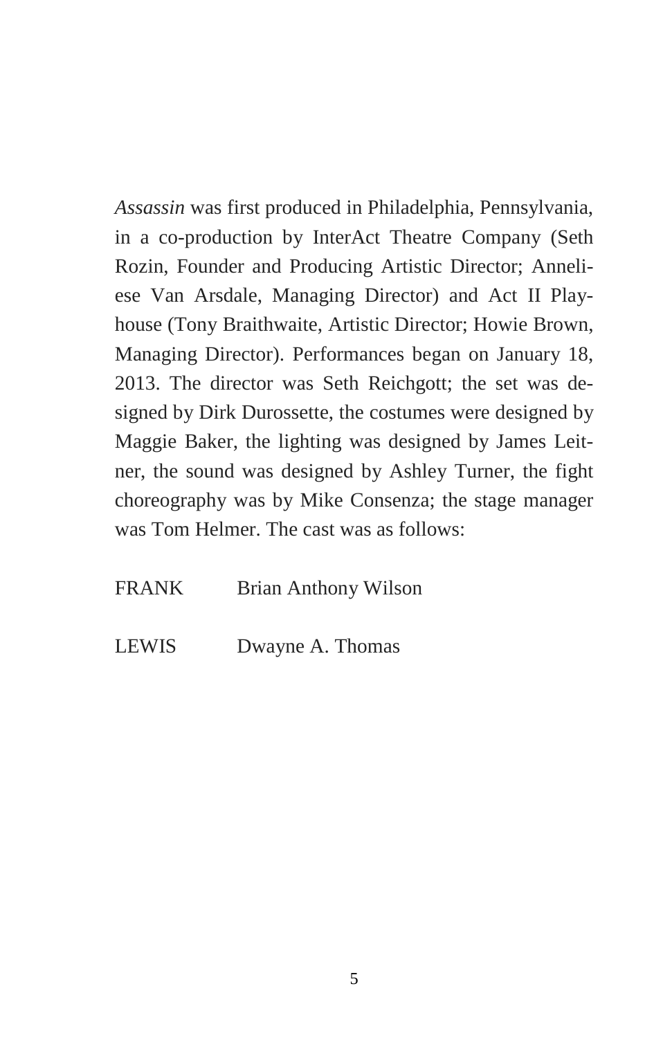*Assassin* was first produced in Philadelphia, Pennsylvania, in a co-production by InterAct Theatre Company (Seth Rozin, Founder and Producing Artistic Director; Anneliese Van Arsdale, Managing Director) and Act II Playhouse (Tony Braithwaite, Artistic Director; Howie Brown, Managing Director). Performances began on January 18, 2013. The director was Seth Reichgott; the set was designed by Dirk Durossette, the costumes were designed by Maggie Baker, the lighting was designed by James Leitner, the sound was designed by Ashley Turner, the fight choreography was by Mike Consenza; the stage manager was Tom Helmer. The cast was as follows:

FRANK Brian Anthony Wilson

LEWIS Dwayne A. Thomas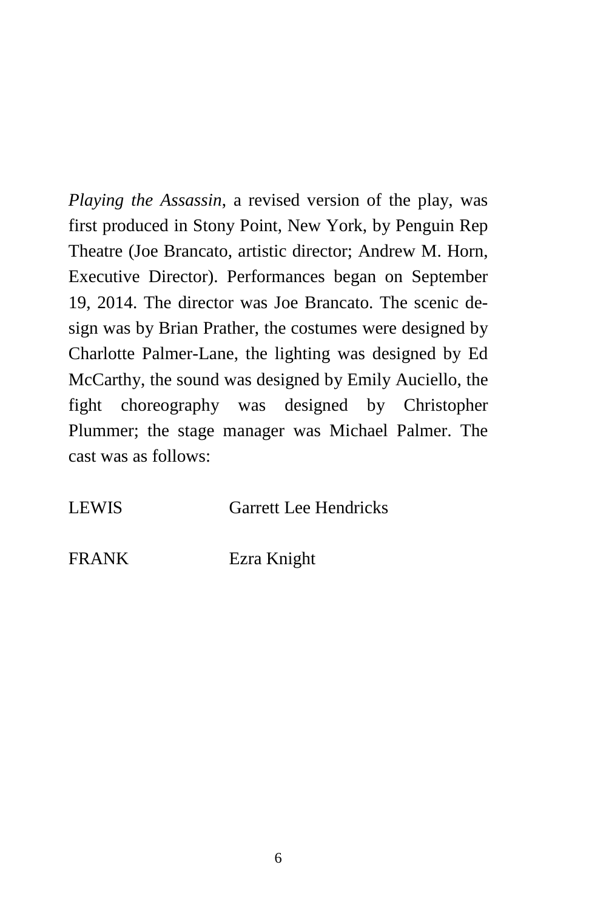*Playing the Assassin*, a revised version of the play, was first produced in Stony Point, New York, by Penguin Rep Theatre (Joe Brancato, artistic director; Andrew M. Horn, Executive Director). Performances began on September 19, 2014. The director was Joe Brancato. The scenic design was by Brian Prather, the costumes were designed by Charlotte Palmer-Lane, the lighting was designed by Ed McCarthy, the sound was designed by Emily Auciello, the fight choreography was designed by Christopher Plummer; the stage manager was Michael Palmer. The cast was as follows:

| | |
|---|---|
| LEWIS | Garrett Lee Hendricks |
| FRANK | Ezra Knight |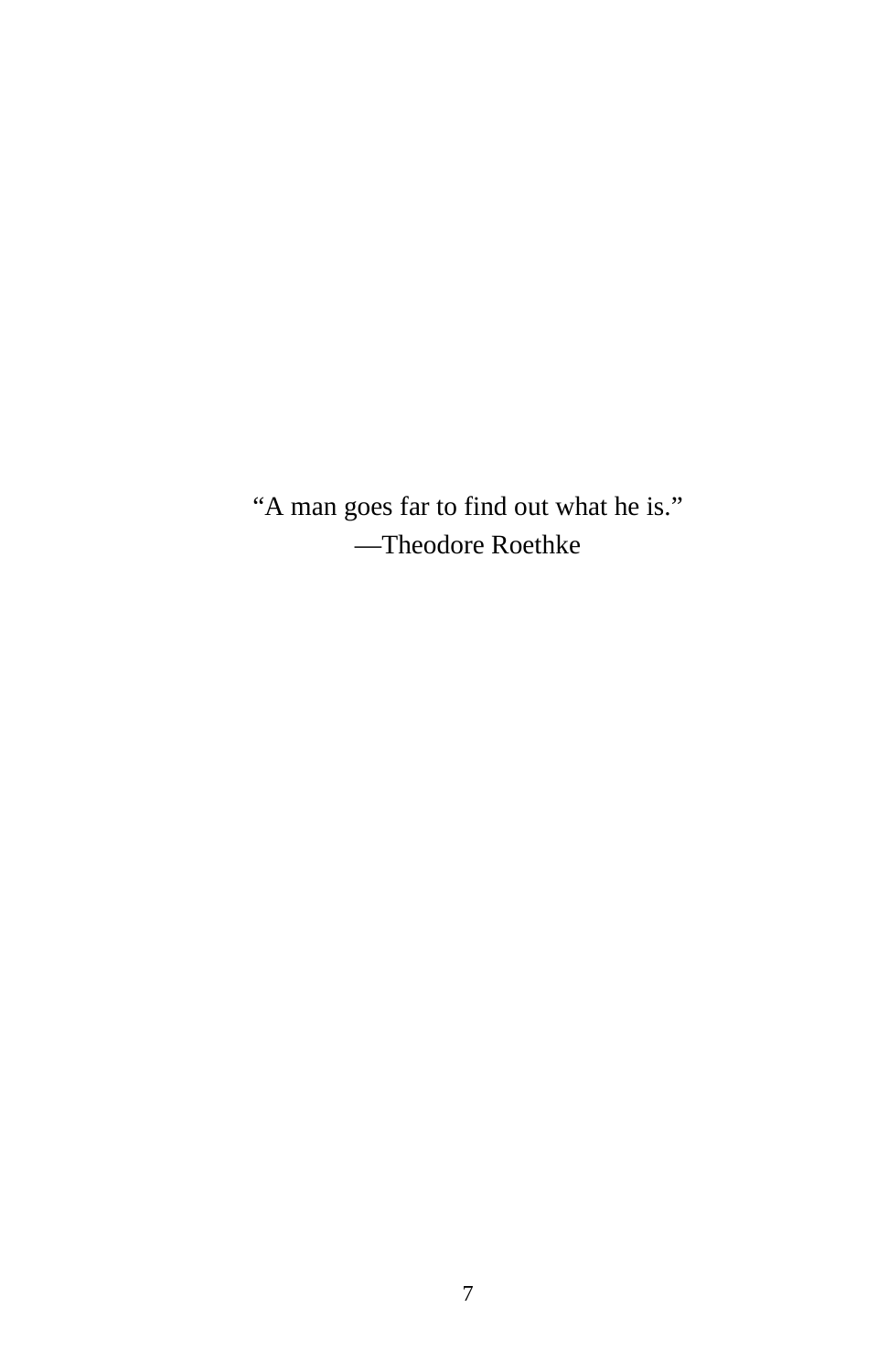“A man goes far to find out what he is.”
—Theodore Roethke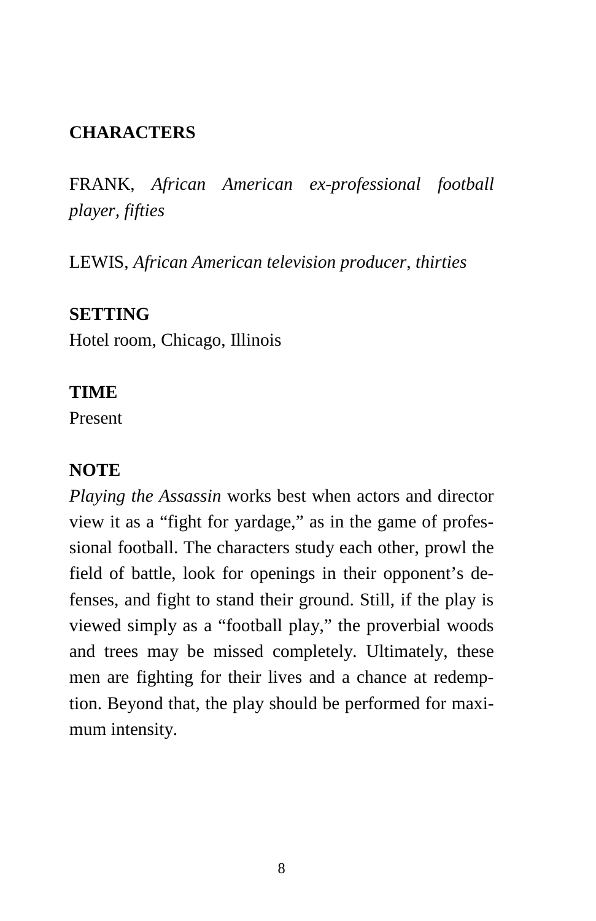**CHARACTERS**

FRANK, *African American ex-professional football player, fifties*

LEWIS, *African American television producer, thirties*

**SETTING**

Hotel room, Chicago, Illinois

**TIME**

Present

**NOTE**

*Playing the Assassin* works best when actors and director view it as a "fight for yardage," as in the game of professional football. The characters study each other, prowl the field of battle, look for openings in their opponent's defenses, and fight to stand their ground. Still, if the play is viewed simply as a "football play," the proverbial woods and trees may be missed completely. Ultimately, these men are fighting for their lives and a chance at redemption. Beyond that, the play should be performed for maximum intensity.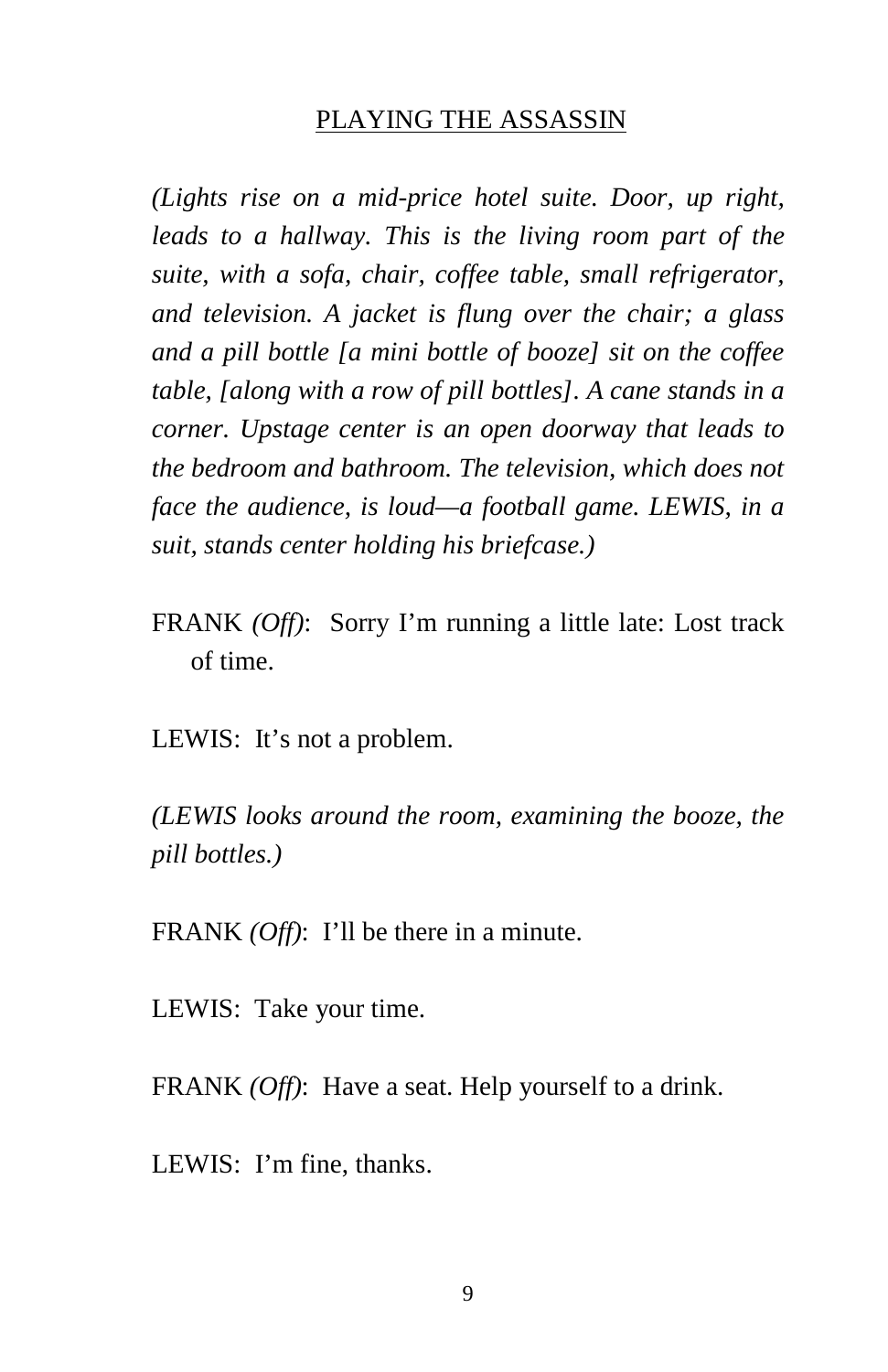PLAYING THE ASSASSIN

*(Lights rise on a mid-price hotel suite. Door, up right, leads to a hallway. This is the living room part of the suite, with a sofa, chair, coffee table, small refrigerator, and television. A jacket is flung over the chair; a glass and a pill bottle [a mini bottle of booze] sit on the coffee table, [along with a row of pill bottles]. A cane stands in a corner. Upstage center is an open doorway that leads to the bedroom and bathroom. The television, which does not face the audience, is loud—a football game. LEWIS, in a suit, stands center holding his briefcase.)*

FRANK *(Off)*: Sorry I'm running a little late: Lost track of time.

LEWIS: It's not a problem.

*(LEWIS looks around the room, examining the booze, the pill bottles.)*

FRANK *(Off)*: I'll be there in a minute.

LEWIS: Take your time.

FRANK *(Off)*: Have a seat. Help yourself to a drink.

LEWIS: I'm fine, thanks.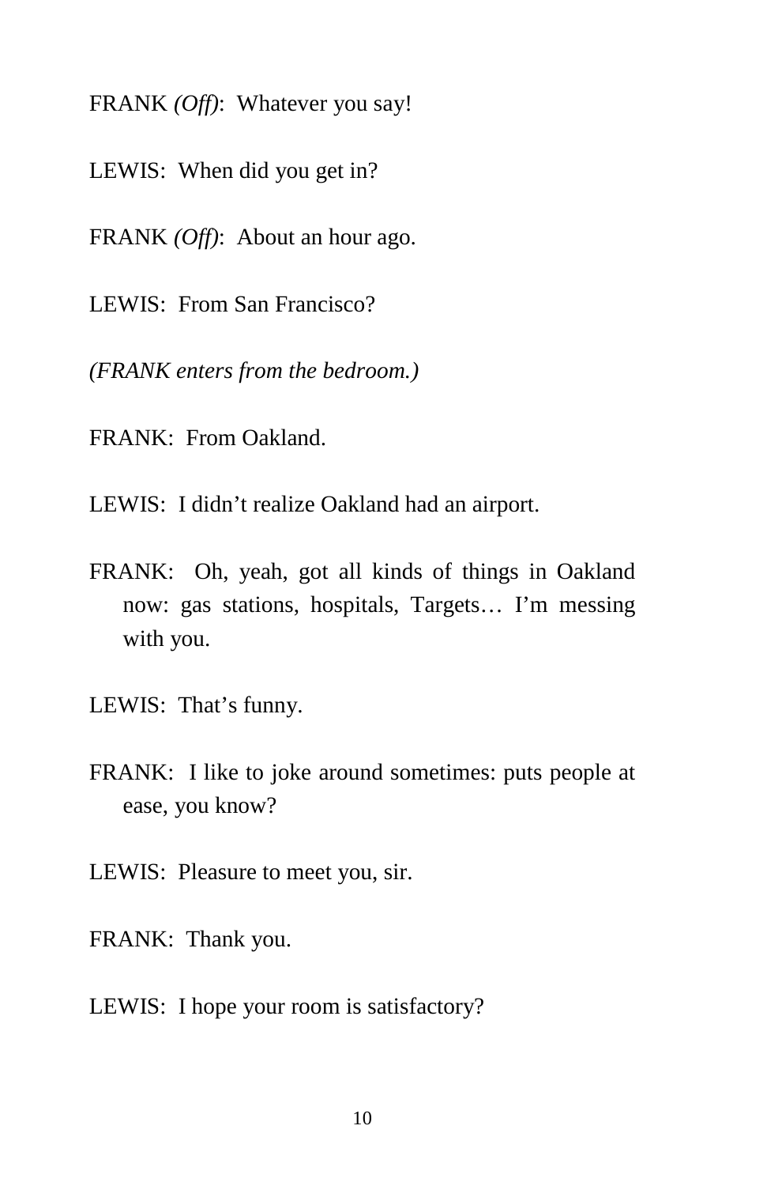FRANK *(Off)*:  Whatever you say!

LEWIS:  When did you get in?

FRANK *(Off)*:  About an hour ago.

LEWIS:  From San Francisco?

*(FRANK enters from the bedroom.)*

FRANK:  From Oakland.

LEWIS:  I didn't realize Oakland had an airport.

FRANK:  Oh, yeah, got all kinds of things in Oakland now: gas stations, hospitals, Targets… I'm messing with you.

LEWIS:  That's funny.

FRANK:  I like to joke around sometimes: puts people at ease, you know?

LEWIS:  Pleasure to meet you, sir.

FRANK:  Thank you.

LEWIS:  I hope your room is satisfactory?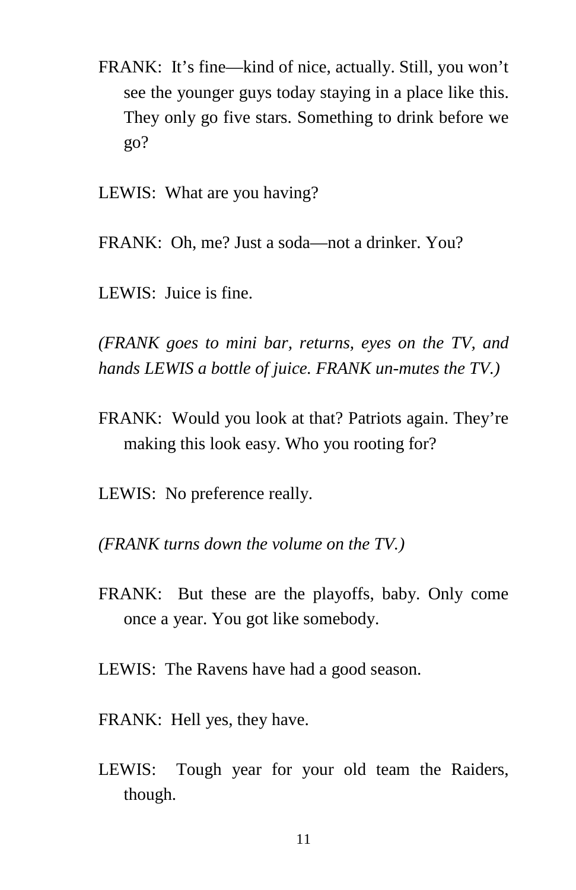FRANK: It's fine—kind of nice, actually. Still, you won't see the younger guys today staying in a place like this. They only go five stars. Something to drink before we go?

LEWIS: What are you having?

FRANK: Oh, me? Just a soda—not a drinker. You?

LEWIS: Juice is fine.

*(FRANK goes to mini bar, returns, eyes on the TV, and hands LEWIS a bottle of juice. FRANK un-mutes the TV.)*

FRANK: Would you look at that? Patriots again. They're making this look easy. Who you rooting for?

LEWIS: No preference really.

*(FRANK turns down the volume on the TV.)*

FRANK: But these are the playoffs, baby. Only come once a year. You got like somebody.

LEWIS: The Ravens have had a good season.

FRANK: Hell yes, they have.

LEWIS: Tough year for your old team the Raiders, though.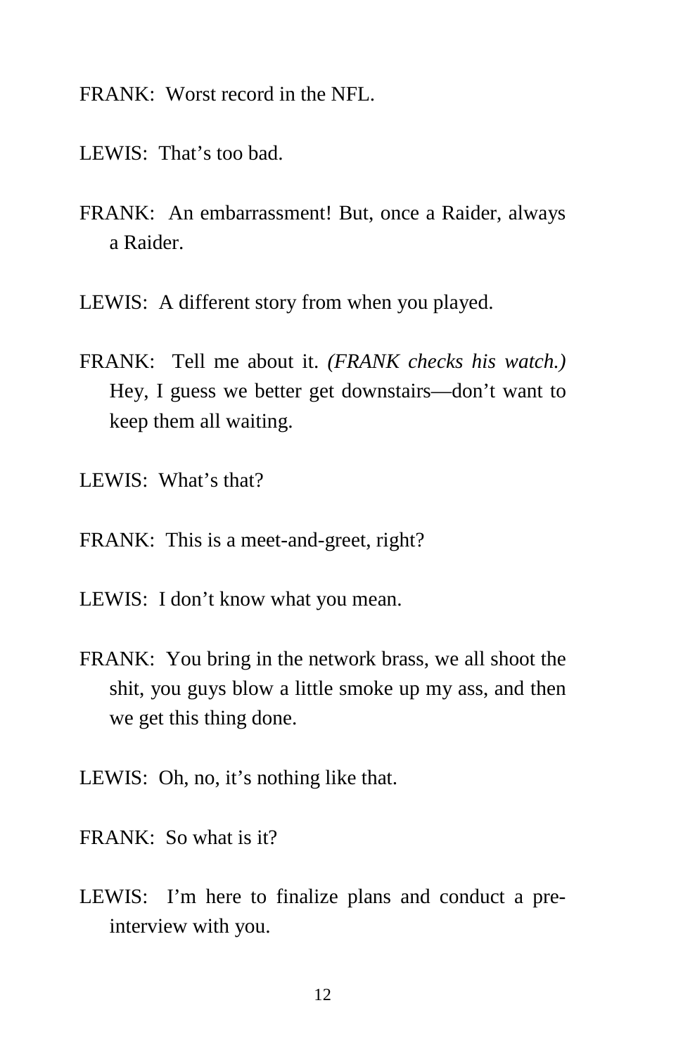FRANK: Worst record in the NFL.

LEWIS: That's too bad.

FRANK: An embarrassment! But, once a Raider, always a Raider.

LEWIS: A different story from when you played.

FRANK: Tell me about it. *(FRANK checks his watch.)* Hey, I guess we better get downstairs—don't want to keep them all waiting.

LEWIS: What's that?

FRANK: This is a meet-and-greet, right?

LEWIS: I don't know what you mean.

FRANK: You bring in the network brass, we all shoot the shit, you guys blow a little smoke up my ass, and then we get this thing done.

LEWIS: Oh, no, it's nothing like that.

FRANK: So what is it?

LEWIS: I'm here to finalize plans and conduct a pre-interview with you.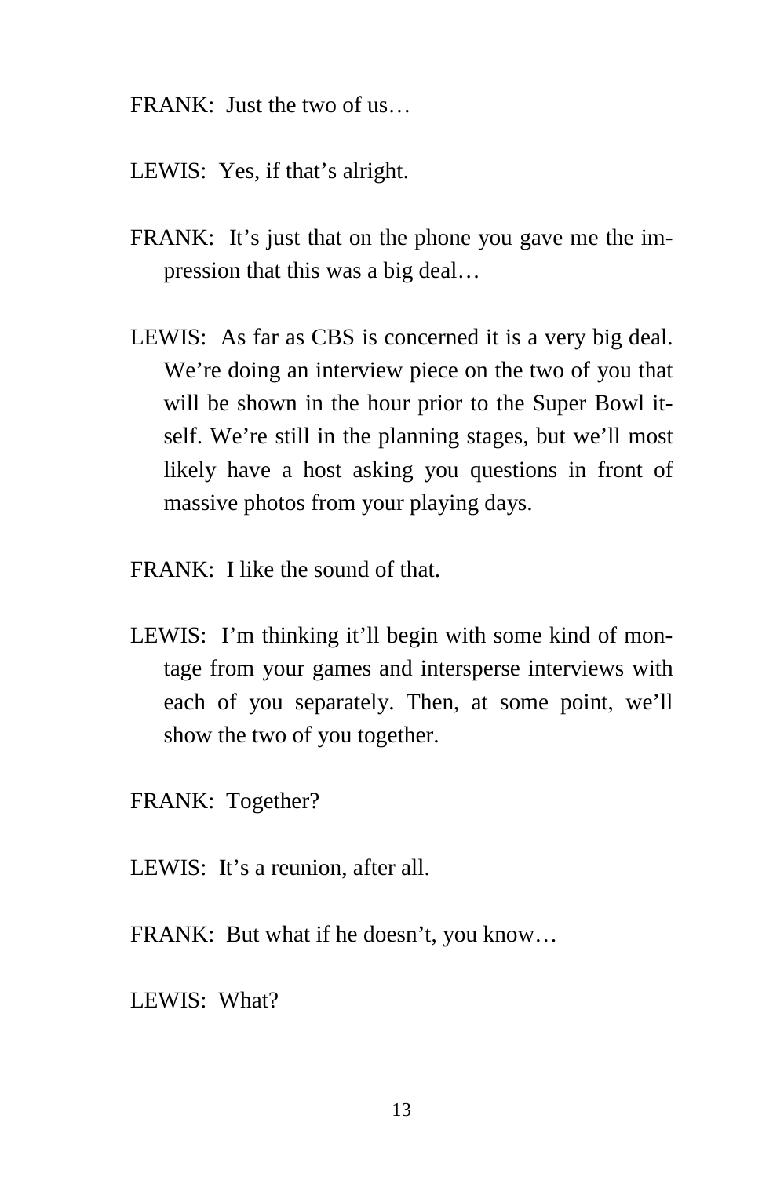FRANK: Just the two of us…

LEWIS: Yes, if that's alright.

FRANK: It's just that on the phone you gave me the impression that this was a big deal…

LEWIS: As far as CBS is concerned it is a very big deal. We're doing an interview piece on the two of you that will be shown in the hour prior to the Super Bowl itself. We're still in the planning stages, but we'll most likely have a host asking you questions in front of massive photos from your playing days.

FRANK: I like the sound of that.

LEWIS: I'm thinking it'll begin with some kind of montage from your games and intersperse interviews with each of you separately. Then, at some point, we'll show the two of you together.

FRANK: Together?

LEWIS: It's a reunion, after all.

FRANK: But what if he doesn't, you know…

LEWIS: What?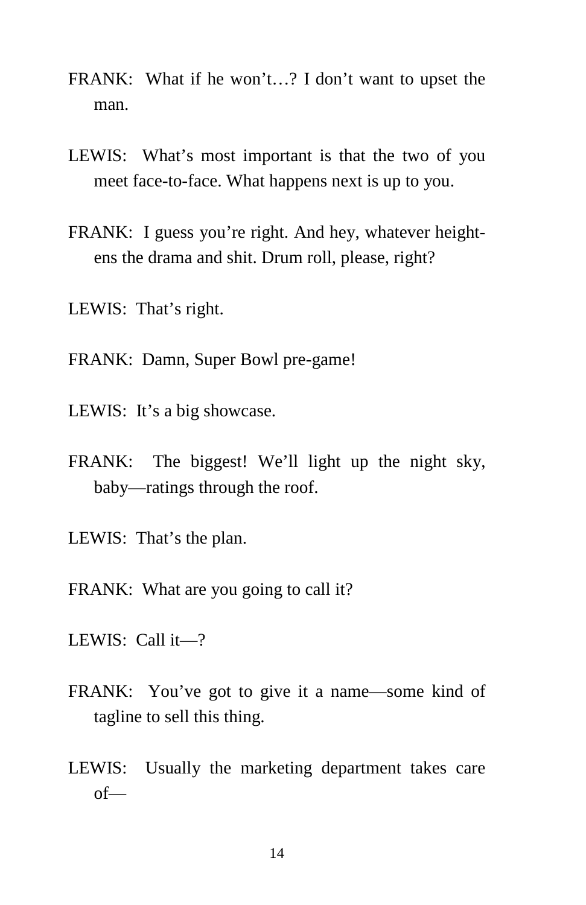FRANK: What if he won't…? I don't want to upset the man.

LEWIS: What's most important is that the two of you meet face-to-face. What happens next is up to you.

FRANK: I guess you're right. And hey, whatever heightens the drama and shit. Drum roll, please, right?

LEWIS: That's right.

FRANK: Damn, Super Bowl pre-game!

LEWIS: It's a big showcase.

FRANK: The biggest! We'll light up the night sky, baby—ratings through the roof.

LEWIS: That's the plan.

FRANK: What are you going to call it?

LEWIS: Call it—?

FRANK: You've got to give it a name—some kind of tagline to sell this thing.

LEWIS: Usually the marketing department takes care of—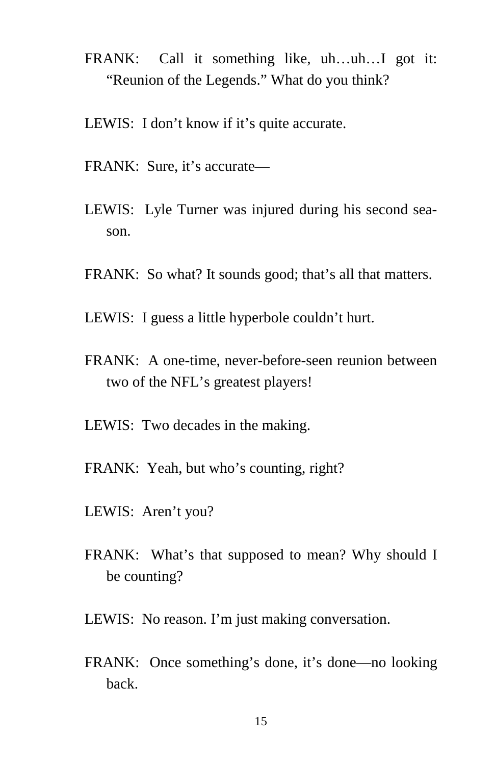FRANK: Call it something like, uh…uh…I got it: "Reunion of the Legends." What do you think?

LEWIS: I don't know if it's quite accurate.

FRANK: Sure, it's accurate—

LEWIS: Lyle Turner was injured during his second season.

FRANK: So what? It sounds good; that's all that matters.

LEWIS: I guess a little hyperbole couldn't hurt.

FRANK: A one-time, never-before-seen reunion between two of the NFL's greatest players!

LEWIS: Two decades in the making.

FRANK: Yeah, but who's counting, right?

LEWIS: Aren't you?

FRANK: What's that supposed to mean? Why should I be counting?

LEWIS: No reason. I'm just making conversation.

FRANK: Once something's done, it's done—no looking back.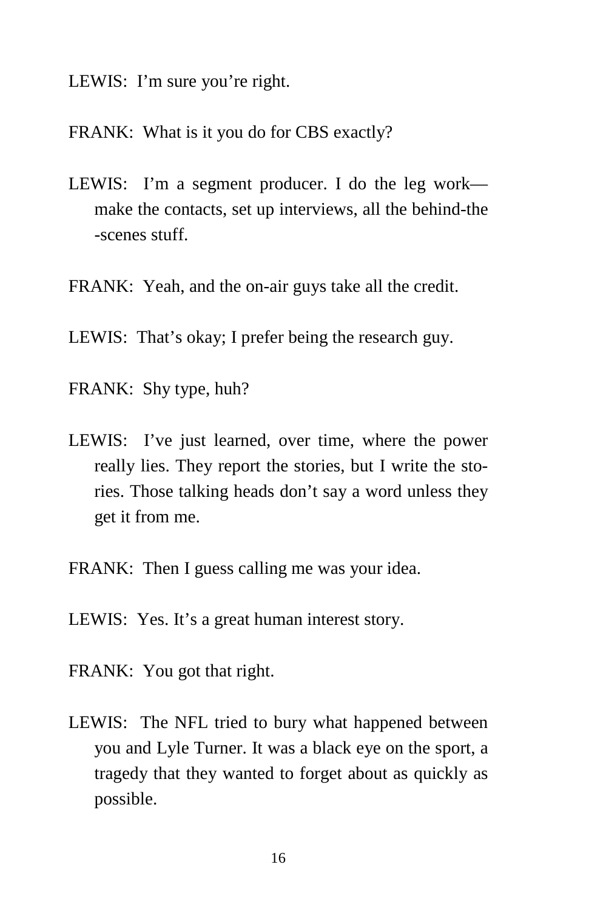LEWIS: I'm sure you're right.

FRANK: What is it you do for CBS exactly?

LEWIS: I'm a segment producer. I do the leg work—make the contacts, set up interviews, all the behind-the-scenes stuff.

FRANK: Yeah, and the on-air guys take all the credit.

LEWIS: That's okay; I prefer being the research guy.

FRANK: Shy type, huh?

LEWIS: I've just learned, over time, where the power really lies. They report the stories, but I write the stories. Those talking heads don't say a word unless they get it from me.

FRANK: Then I guess calling me was your idea.

LEWIS: Yes. It's a great human interest story.

FRANK: You got that right.

LEWIS: The NFL tried to bury what happened between you and Lyle Turner. It was a black eye on the sport, a tragedy that they wanted to forget about as quickly as possible.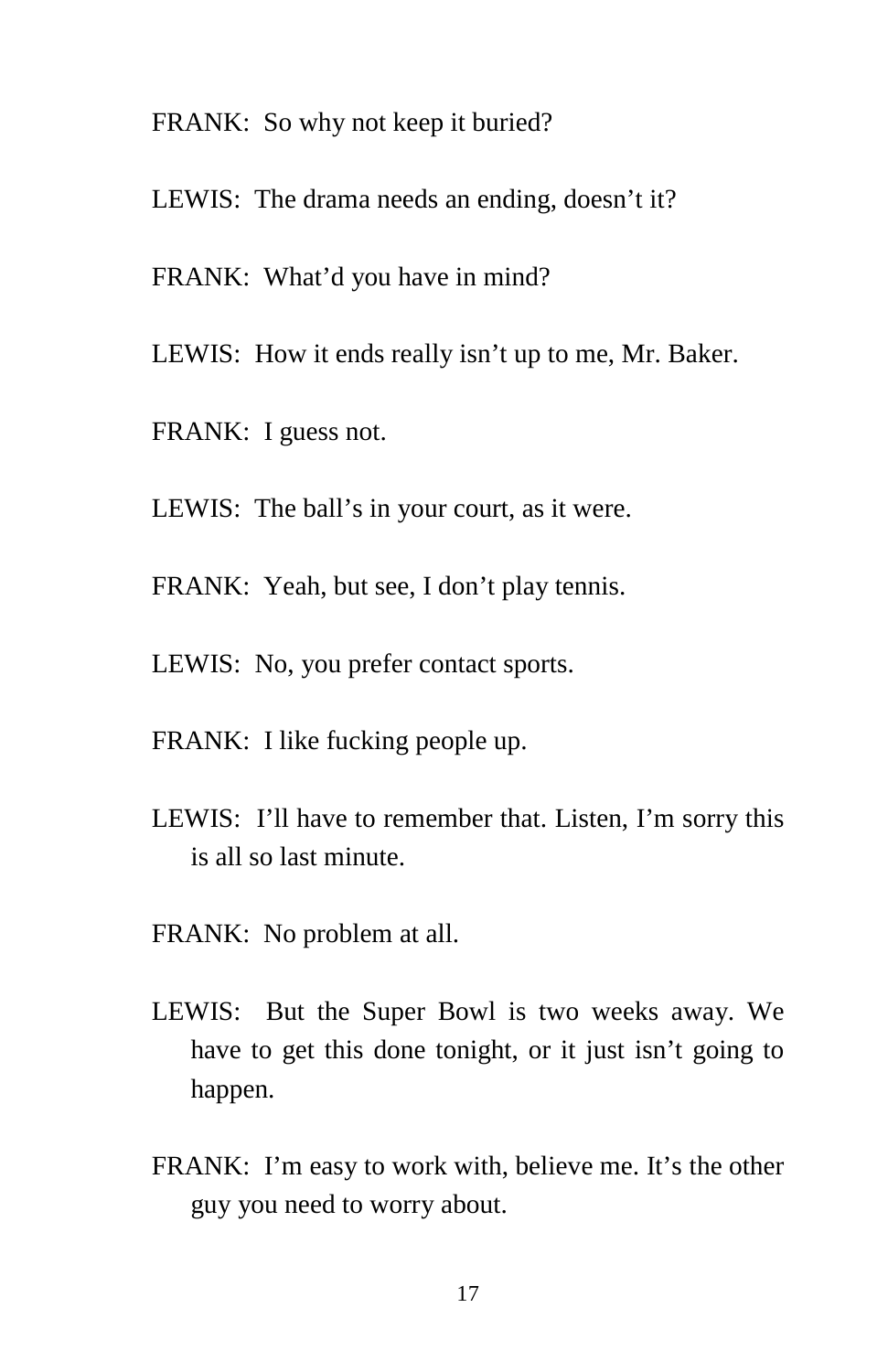FRANK: So why not keep it buried?

LEWIS: The drama needs an ending, doesn't it?

FRANK: What'd you have in mind?

LEWIS: How it ends really isn't up to me, Mr. Baker.

FRANK: I guess not.

LEWIS: The ball's in your court, as it were.

FRANK: Yeah, but see, I don't play tennis.

LEWIS: No, you prefer contact sports.

FRANK: I like fucking people up.

LEWIS: I'll have to remember that. Listen, I'm sorry this is all so last minute.

FRANK: No problem at all.

LEWIS: But the Super Bowl is two weeks away. We have to get this done tonight, or it just isn't going to happen.

FRANK: I'm easy to work with, believe me. It's the other guy you need to worry about.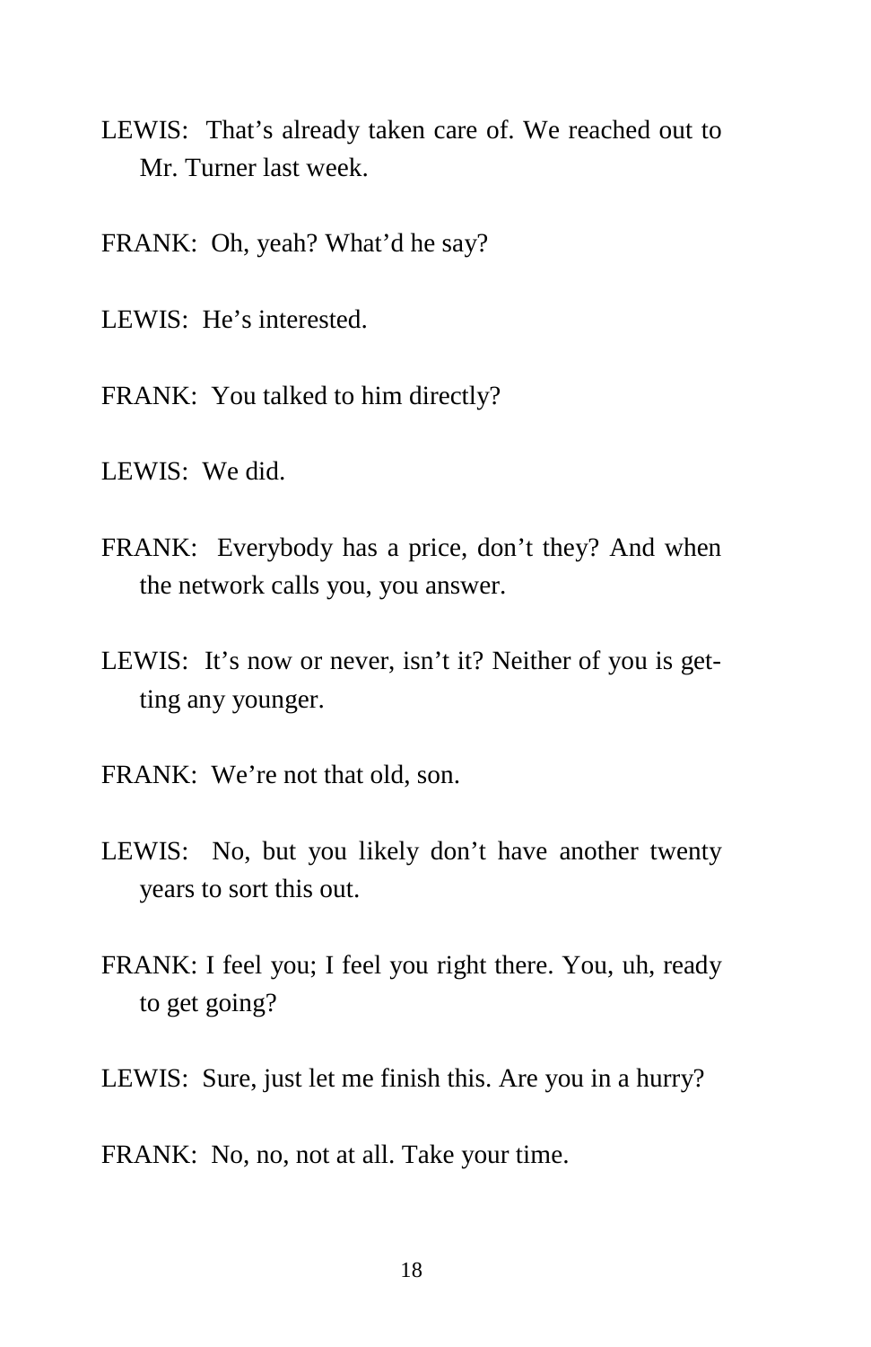LEWIS: That's already taken care of. We reached out to Mr. Turner last week.

FRANK: Oh, yeah? What'd he say?

LEWIS: He's interested.

FRANK: You talked to him directly?

LEWIS: We did.

FRANK: Everybody has a price, don't they? And when the network calls you, you answer.

LEWIS: It's now or never, isn't it? Neither of you is getting any younger.

FRANK: We're not that old, son.

LEWIS: No, but you likely don't have another twenty years to sort this out.

FRANK: I feel you; I feel you right there. You, uh, ready to get going?

LEWIS: Sure, just let me finish this. Are you in a hurry?

FRANK: No, no, not at all. Take your time.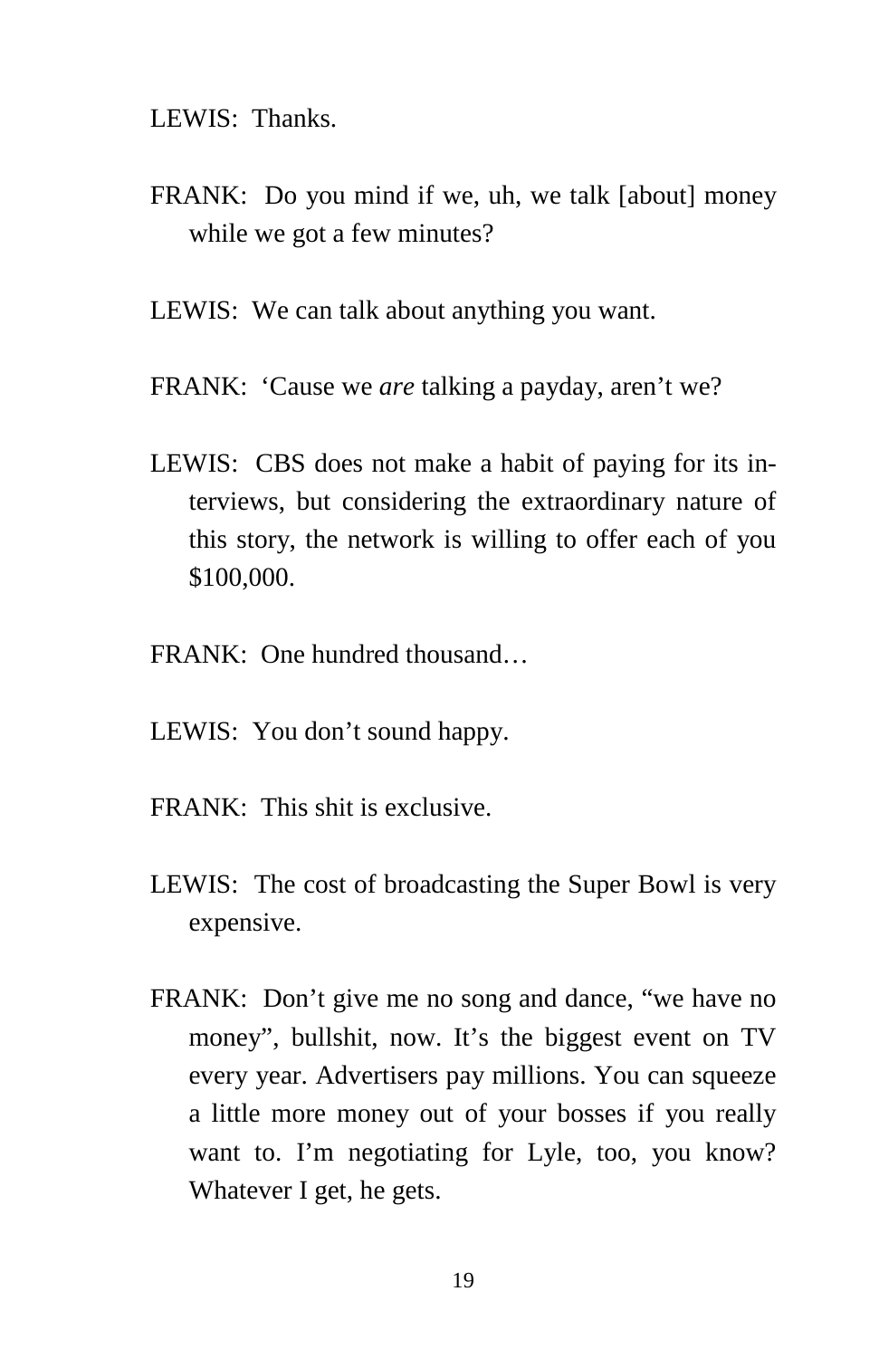LEWIS:  Thanks.

FRANK:  Do you mind if we, uh, we talk [about] money while we got a few minutes?

LEWIS:  We can talk about anything you want.

FRANK:  'Cause we *are* talking a payday, aren't we?

LEWIS:  CBS does not make a habit of paying for its interviews, but considering the extraordinary nature of this story, the network is willing to offer each of you $100,000.

FRANK:  One hundred thousand…

LEWIS:  You don't sound happy.

FRANK:  This shit is exclusive.

LEWIS:  The cost of broadcasting the Super Bowl is very expensive.

FRANK:  Don't give me no song and dance, "we have no money", bullshit, now. It's the biggest event on TV every year. Advertisers pay millions. You can squeeze a little more money out of your bosses if you really want to. I'm negotiating for Lyle, too, you know? Whatever I get, he gets.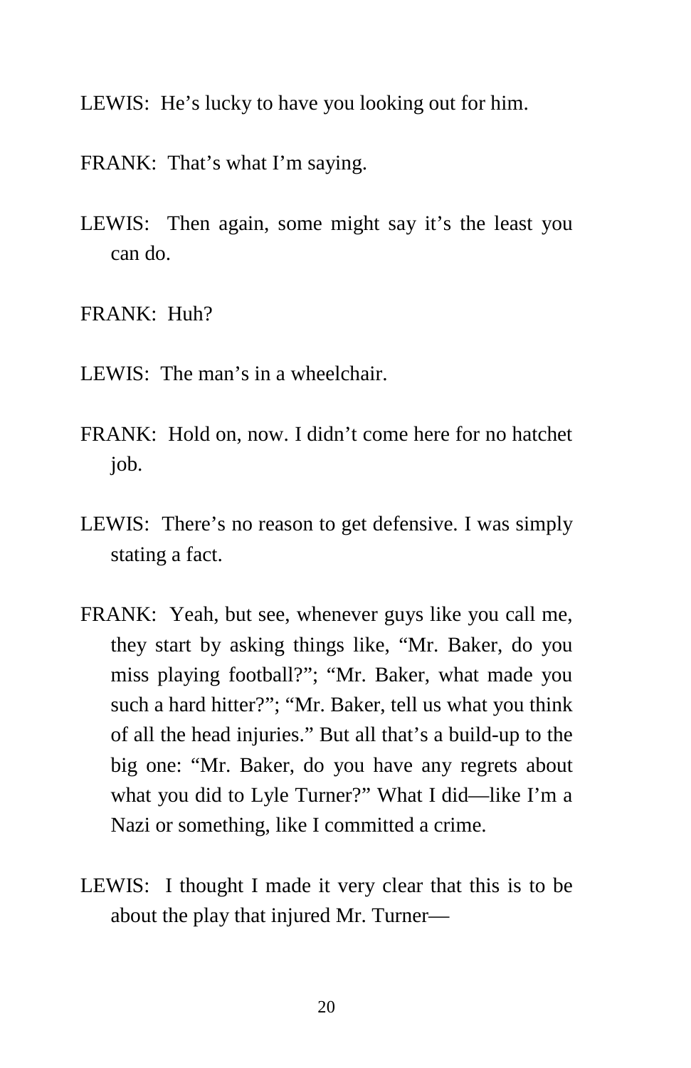LEWIS: He's lucky to have you looking out for him.

FRANK: That's what I'm saying.

LEWIS: Then again, some might say it's the least you can do.

FRANK: Huh?

LEWIS: The man's in a wheelchair.

FRANK: Hold on, now. I didn't come here for no hatchet job.

LEWIS: There's no reason to get defensive. I was simply stating a fact.

FRANK: Yeah, but see, whenever guys like you call me, they start by asking things like, "Mr. Baker, do you miss playing football?"; "Mr. Baker, what made you such a hard hitter?"; "Mr. Baker, tell us what you think of all the head injuries." But all that's a build-up to the big one: "Mr. Baker, do you have any regrets about what you did to Lyle Turner?" What I did—like I'm a Nazi or something, like I committed a crime.

LEWIS: I thought I made it very clear that this is to be about the play that injured Mr. Turner—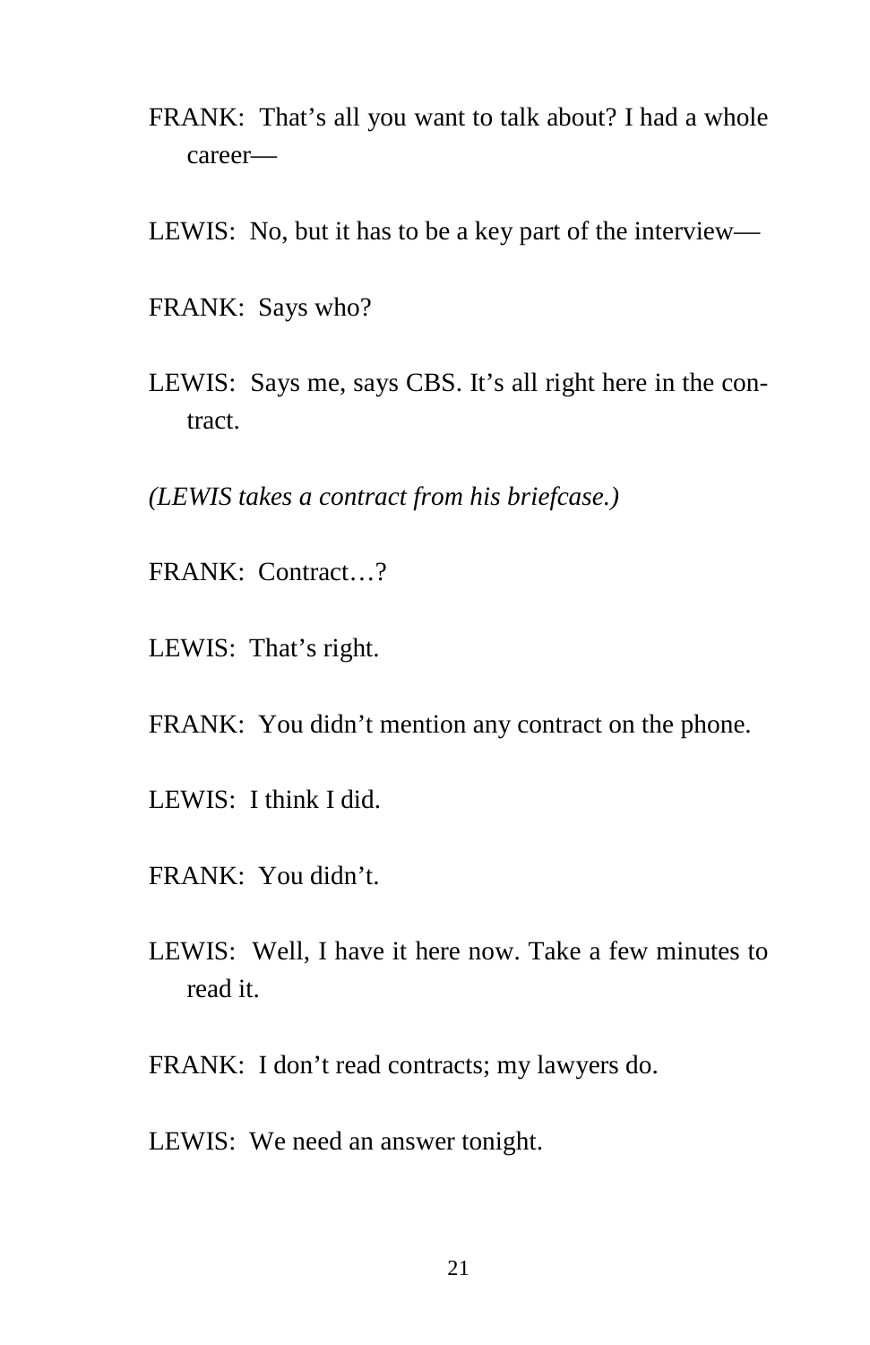FRANK: That's all you want to talk about? I had a whole career—

LEWIS: No, but it has to be a key part of the interview—

FRANK: Says who?

LEWIS: Says me, says CBS. It's all right here in the contract.

*(LEWIS takes a contract from his briefcase.)*

FRANK: Contract…?

LEWIS: That's right.

FRANK: You didn't mention any contract on the phone.

LEWIS: I think I did.

FRANK: You didn't.

LEWIS: Well, I have it here now. Take a few minutes to read it.

FRANK: I don't read contracts; my lawyers do.

LEWIS: We need an answer tonight.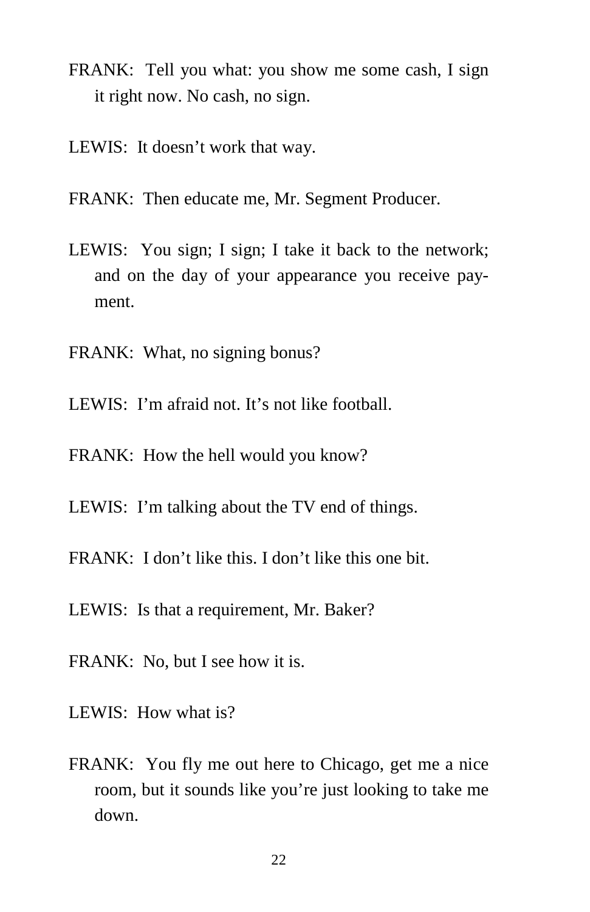FRANK: Tell you what: you show me some cash, I sign it right now. No cash, no sign.

LEWIS: It doesn't work that way.

FRANK: Then educate me, Mr. Segment Producer.

LEWIS: You sign; I sign; I take it back to the network; and on the day of your appearance you receive payment.

FRANK: What, no signing bonus?

LEWIS: I'm afraid not. It's not like football.

FRANK: How the hell would you know?

LEWIS: I'm talking about the TV end of things.

FRANK: I don't like this. I don't like this one bit.

LEWIS: Is that a requirement, Mr. Baker?

FRANK: No, but I see how it is.

LEWIS: How what is?

FRANK: You fly me out here to Chicago, get me a nice room, but it sounds like you're just looking to take me down.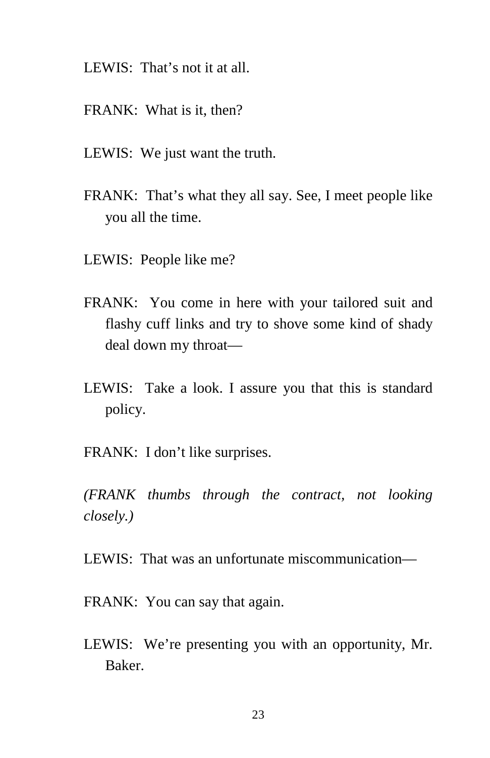LEWIS: That's not it at all.

FRANK: What is it, then?

LEWIS: We just want the truth.

FRANK: That's what they all say. See, I meet people like you all the time.

LEWIS: People like me?

FRANK: You come in here with your tailored suit and flashy cuff links and try to shove some kind of shady deal down my throat—

LEWIS: Take a look. I assure you that this is standard policy.

FRANK: I don't like surprises.

*(FRANK thumbs through the contract, not looking closely.)*

LEWIS: That was an unfortunate miscommunication—

FRANK: You can say that again.

LEWIS: We're presenting you with an opportunity, Mr. Baker.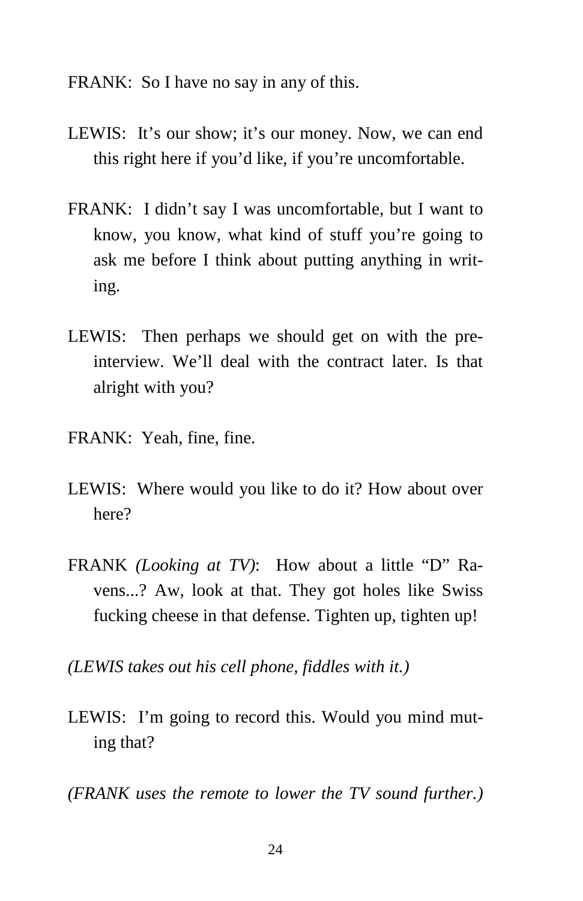FRANK: So I have no say in any of this.

LEWIS: It's our show; it's our money. Now, we can end this right here if you'd like, if you're uncomfortable.

FRANK: I didn't say I was uncomfortable, but I want to know, you know, what kind of stuff you're going to ask me before I think about putting anything in writing.

LEWIS: Then perhaps we should get on with the pre-interview. We'll deal with the contract later. Is that alright with you?

FRANK: Yeah, fine, fine.

LEWIS: Where would you like to do it? How about over here?

FRANK *(Looking at TV)*: How about a little "D" Ravens...? Aw, look at that. They got holes like Swiss fucking cheese in that defense. Tighten up, tighten up!

*(LEWIS takes out his cell phone, fiddles with it.)*

LEWIS: I'm going to record this. Would you mind muting that?

*(FRANK uses the remote to lower the TV sound further.)*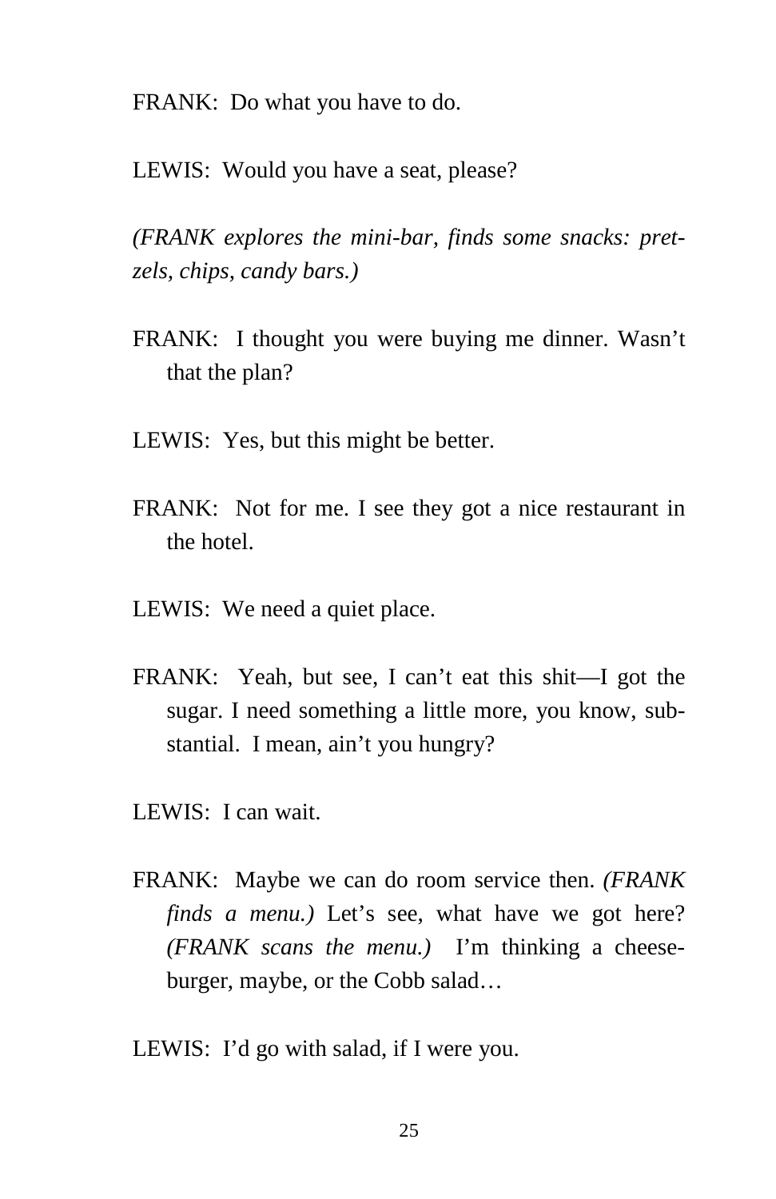FRANK: Do what you have to do.

LEWIS: Would you have a seat, please?

*(FRANK explores the mini-bar, finds some snacks: pretzels, chips, candy bars.)*

FRANK: I thought you were buying me dinner. Wasn't that the plan?

LEWIS: Yes, but this might be better.

FRANK: Not for me. I see they got a nice restaurant in the hotel.

LEWIS: We need a quiet place.

FRANK: Yeah, but see, I can't eat this shit—I got the sugar. I need something a little more, you know, substantial. I mean, ain't you hungry?

LEWIS: I can wait.

FRANK: Maybe we can do room service then. *(FRANK finds a menu.)* Let's see, what have we got here? *(FRANK scans the menu.)* I'm thinking a cheeseburger, maybe, or the Cobb salad…

LEWIS: I'd go with salad, if I were you.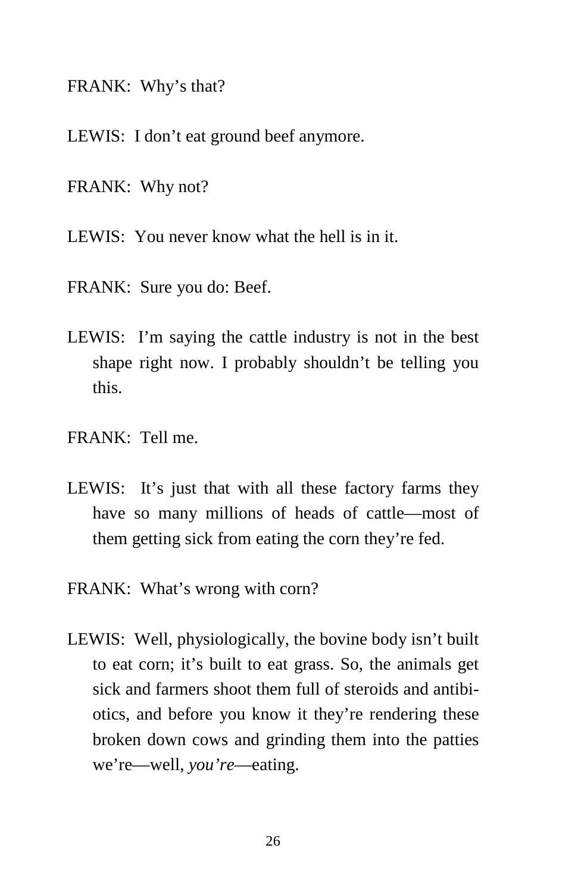FRANK: Why's that?

LEWIS: I don't eat ground beef anymore.

FRANK: Why not?

LEWIS: You never know what the hell is in it.

FRANK: Sure you do: Beef.

LEWIS: I'm saying the cattle industry is not in the best shape right now. I probably shouldn't be telling you this.

FRANK: Tell me.

LEWIS: It's just that with all these factory farms they have so many millions of heads of cattle—most of them getting sick from eating the corn they're fed.

FRANK: What's wrong with corn?

LEWIS: Well, physiologically, the bovine body isn't built to eat corn; it's built to eat grass. So, the animals get sick and farmers shoot them full of steroids and antibiotics, and before you know it they're rendering these broken down cows and grinding them into the patties we're—well, *you're*—eating.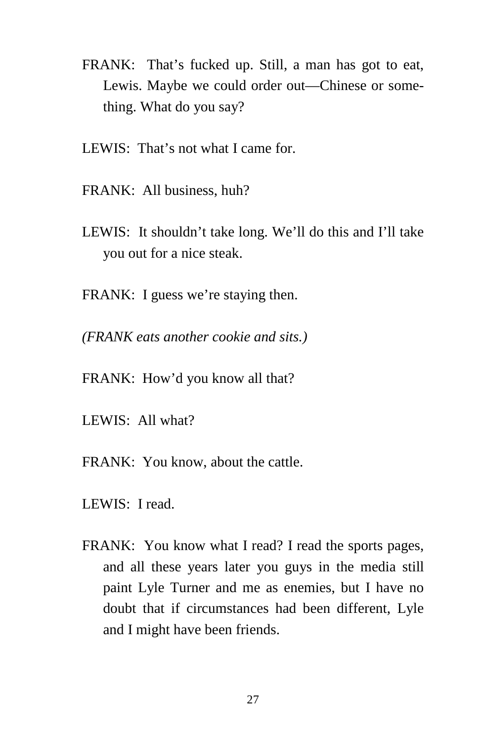FRANK: That's fucked up. Still, a man has got to eat, Lewis. Maybe we could order out—Chinese or something. What do you say?

LEWIS: That's not what I came for.

FRANK: All business, huh?

LEWIS: It shouldn't take long. We'll do this and I'll take you out for a nice steak.

FRANK: I guess we're staying then.

*(FRANK eats another cookie and sits.)*

FRANK: How'd you know all that?

LEWIS: All what?

FRANK: You know, about the cattle.

LEWIS: I read.

FRANK: You know what I read? I read the sports pages, and all these years later you guys in the media still paint Lyle Turner and me as enemies, but I have no doubt that if circumstances had been different, Lyle and I might have been friends.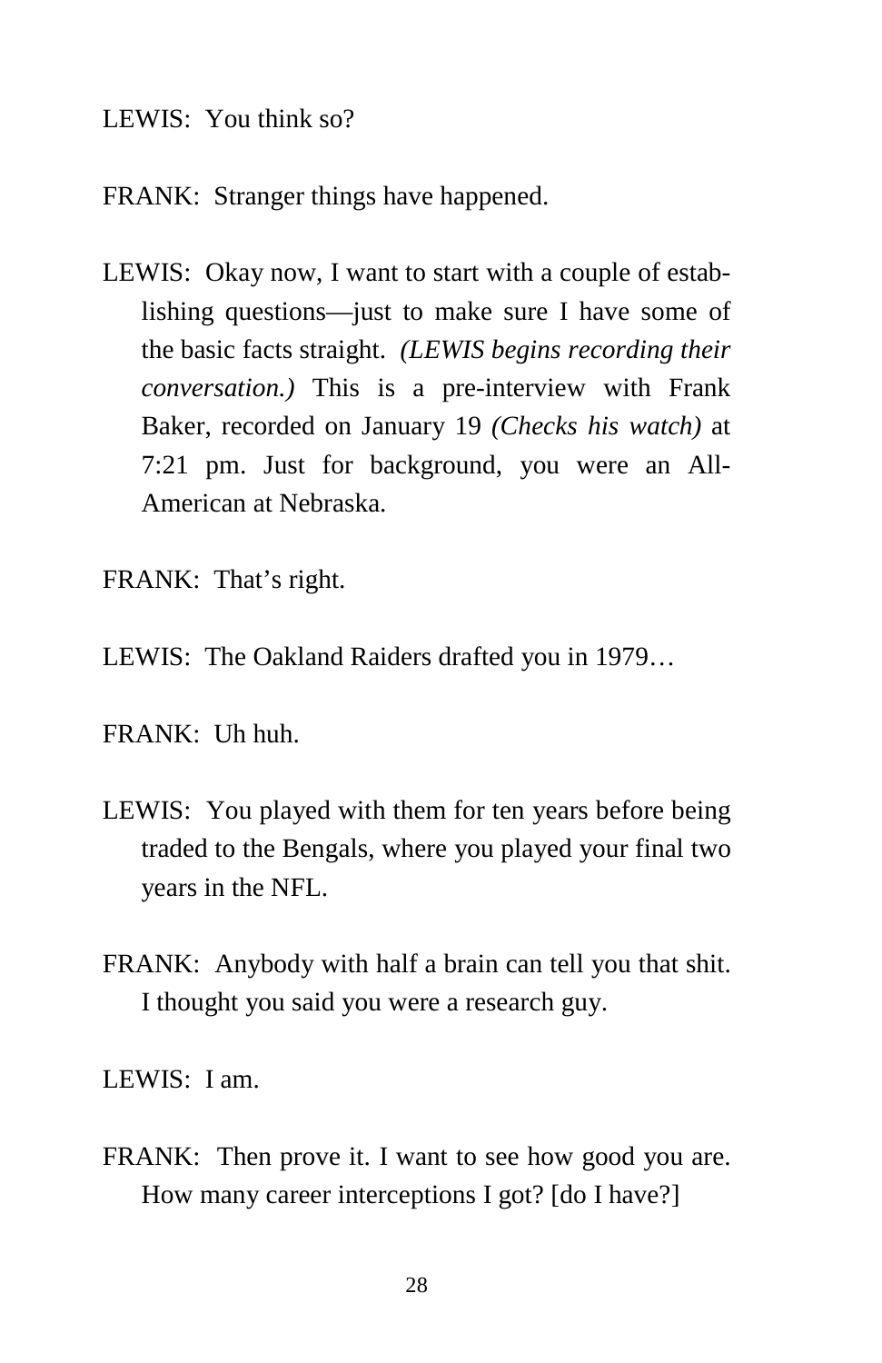LEWIS:  You think so?

FRANK:  Stranger things have happened.

LEWIS:  Okay now, I want to start with a couple of establishing questions—just to make sure I have some of the basic facts straight.  *(LEWIS begins recording their conversation.)* This is a pre-interview with Frank Baker, recorded on January 19 *(Checks his watch)* at 7:21 pm. Just for background, you were an All-American at Nebraska.

FRANK:  That's right.

LEWIS:  The Oakland Raiders drafted you in 1979…

FRANK:  Uh huh.

LEWIS:  You played with them for ten years before being traded to the Bengals, where you played your final two years in the NFL.

FRANK:  Anybody with half a brain can tell you that shit. I thought you said you were a research guy.

LEWIS:  I am.

FRANK:  Then prove it. I want to see how good you are. How many career interceptions I got? [do I have?]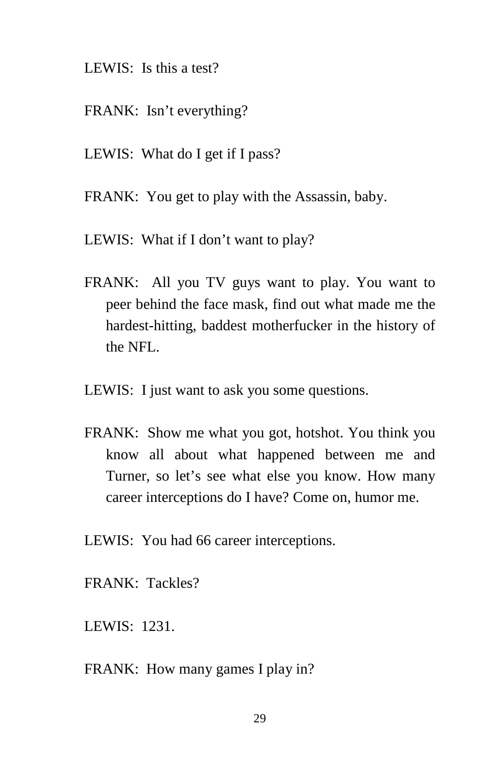LEWIS:  Is this a test?

FRANK:  Isn't everything?

LEWIS:  What do I get if I pass?

FRANK:  You get to play with the Assassin, baby.

LEWIS:  What if I don't want to play?

FRANK:  All you TV guys want to play. You want to peer behind the face mask, find out what made me the hardest-hitting, baddest motherfucker in the history of the NFL.

LEWIS:  I just want to ask you some questions.

FRANK:  Show me what you got, hotshot. You think you know all about what happened between me and Turner, so let's see what else you know. How many career interceptions do I have? Come on, humor me.

LEWIS:  You had 66 career interceptions.

FRANK:  Tackles?

LEWIS:  1231.

FRANK:  How many games I play in?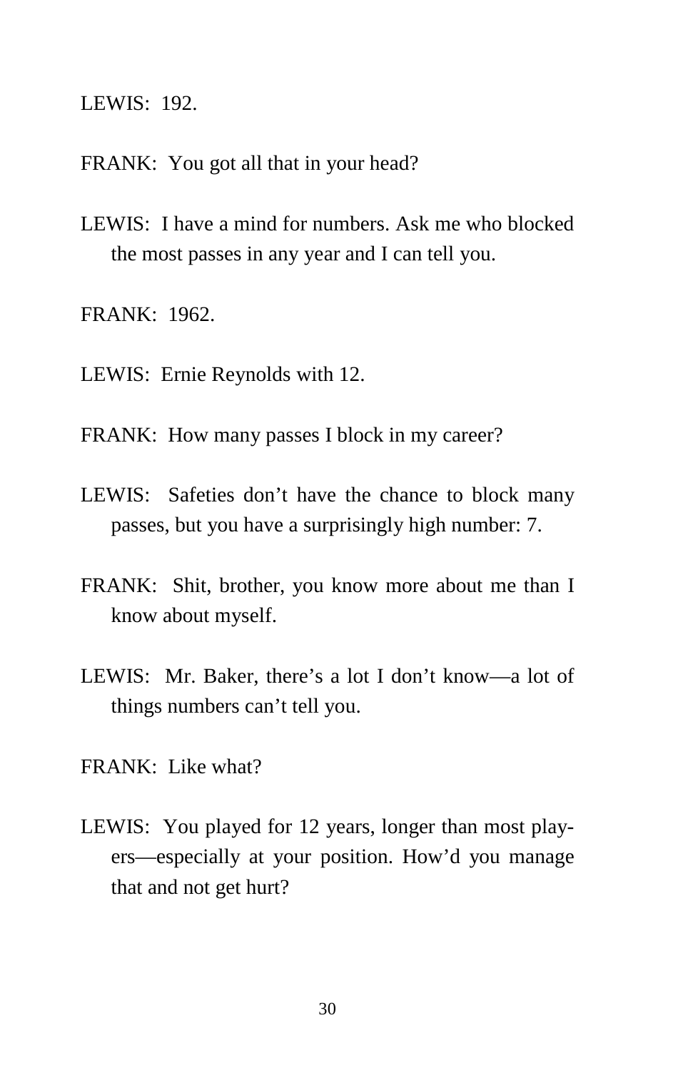LEWIS:  192.

FRANK:  You got all that in your head?

LEWIS:  I have a mind for numbers. Ask me who blocked the most passes in any year and I can tell you.

FRANK:  1962.

LEWIS:  Ernie Reynolds with 12.

FRANK:  How many passes I block in my career?

LEWIS:  Safeties don't have the chance to block many passes, but you have a surprisingly high number: 7.

FRANK:  Shit, brother, you know more about me than I know about myself.

LEWIS:  Mr. Baker, there's a lot I don't know—a lot of things numbers can't tell you.

FRANK:  Like what?

LEWIS:  You played for 12 years, longer than most players—especially at your position. How'd you manage that and not get hurt?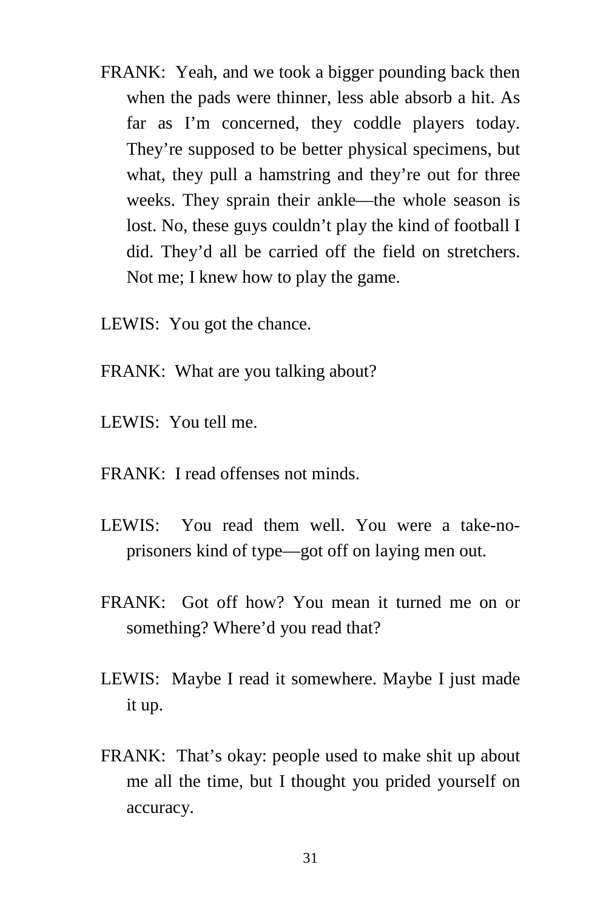FRANK: Yeah, and we took a bigger pounding back then when the pads were thinner, less able absorb a hit. As far as I'm concerned, they coddle players today. They're supposed to be better physical specimens, but what, they pull a hamstring and they're out for three weeks. They sprain their ankle—the whole season is lost. No, these guys couldn't play the kind of football I did. They'd all be carried off the field on stretchers. Not me; I knew how to play the game.

LEWIS: You got the chance.

FRANK: What are you talking about?

LEWIS: You tell me.

FRANK: I read offenses not minds.

LEWIS: You read them well. You were a take-no-prisoners kind of type—got off on laying men out.

FRANK: Got off how? You mean it turned me on or something? Where'd you read that?

LEWIS: Maybe I read it somewhere. Maybe I just made it up.

FRANK: That's okay: people used to make shit up about me all the time, but I thought you prided yourself on accuracy.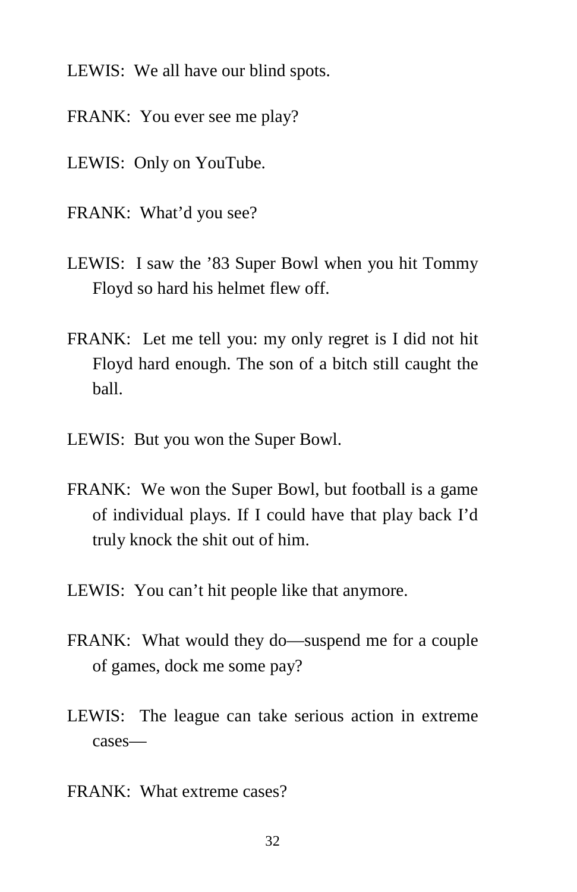LEWIS: We all have our blind spots.

FRANK: You ever see me play?

LEWIS: Only on YouTube.

FRANK: What'd you see?

LEWIS: I saw the '83 Super Bowl when you hit Tommy Floyd so hard his helmet flew off.

FRANK: Let me tell you: my only regret is I did not hit Floyd hard enough. The son of a bitch still caught the ball.

LEWIS: But you won the Super Bowl.

FRANK: We won the Super Bowl, but football is a game of individual plays. If I could have that play back I'd truly knock the shit out of him.

LEWIS: You can't hit people like that anymore.

FRANK: What would they do—suspend me for a couple of games, dock me some pay?

LEWIS: The league can take serious action in extreme cases—

FRANK: What extreme cases?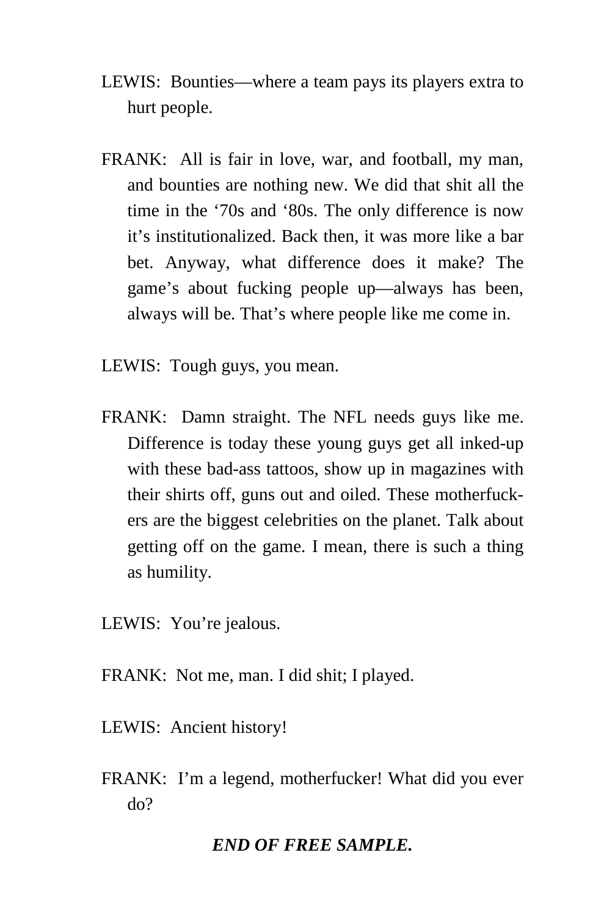LEWIS: Bounties—where a team pays its players extra to hurt people.

FRANK: All is fair in love, war, and football, my man, and bounties are nothing new. We did that shit all the time in the '70s and '80s. The only difference is now it's institutionalized. Back then, it was more like a bar bet. Anyway, what difference does it make? The game's about fucking people up—always has been, always will be. That's where people like me come in.

LEWIS: Tough guys, you mean.

FRANK: Damn straight. The NFL needs guys like me. Difference is today these young guys get all inked-up with these bad-ass tattoos, show up in magazines with their shirts off, guns out and oiled. These motherfuckers are the biggest celebrities on the planet. Talk about getting off on the game. I mean, there is such a thing as humility.

LEWIS: You're jealous.

FRANK: Not me, man. I did shit; I played.

LEWIS: Ancient history!

FRANK: I'm a legend, motherfucker! What did you ever do?

***END OF FREE SAMPLE.***